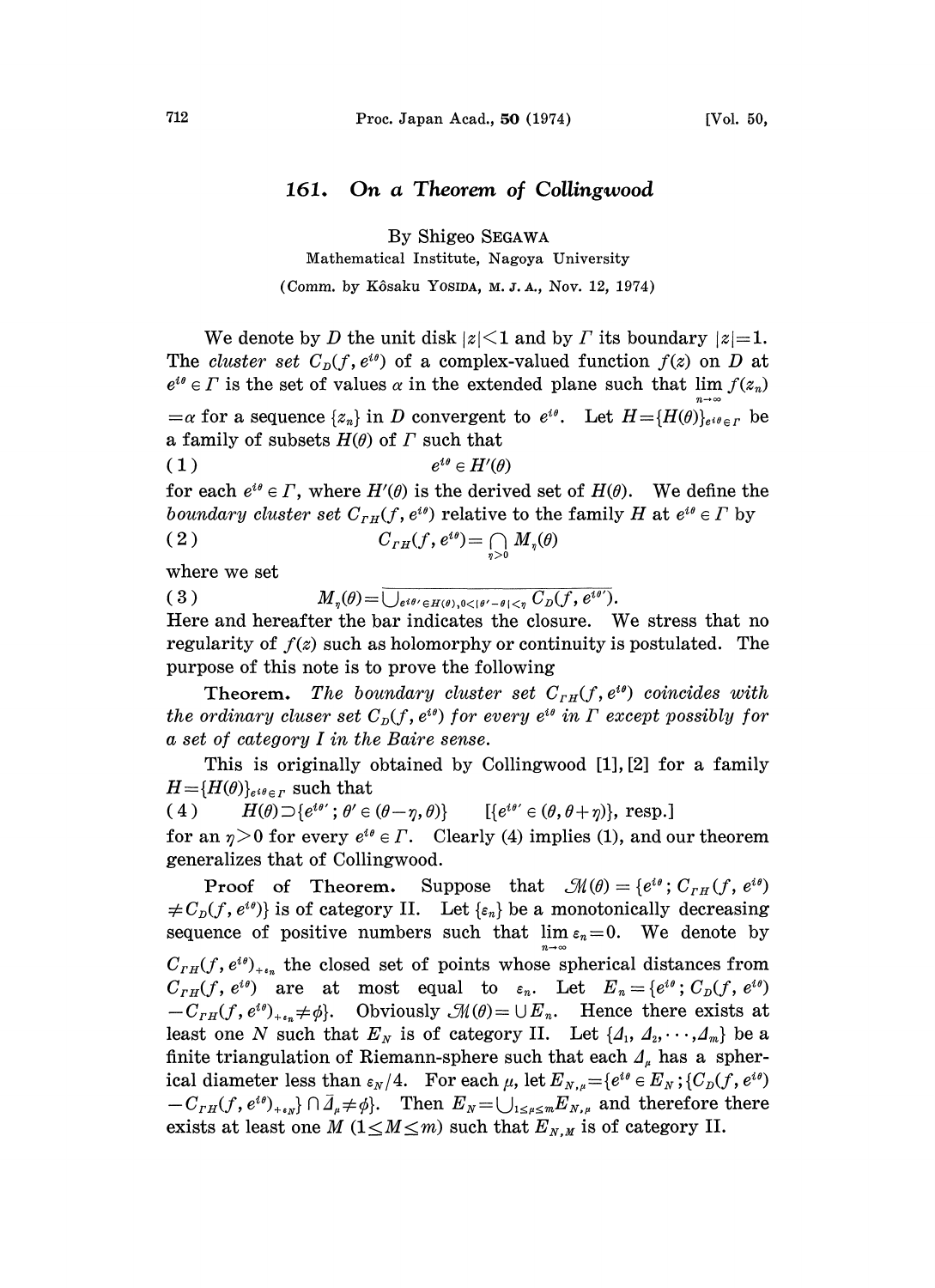# 161. On a Theorem of Collingwood

By Shigeo SEGAWA

Mathematical Institute, Nagoya University

(Comm. by Kôsaku YOSIDA, M. J. A., Nov. 12, 1974)

We denote by $D$ the unit disk $|z|<1$ and by $\Gamma$ its boundary $|z|=1$. The *cluster set* $C_D(f, e^{i\theta})$ of a complex-valued function $f(z)$ on $D$ at $e^{i\theta} \in \Gamma$ is the set of values $\alpha$ in the extended plane such that $\lim_{n\to\infty} f(z_n) = \alpha$ for a sequence $\{z_n\}$ in $D$ convergent to $e^{i\theta}$. Let $H = \{H(\theta)\}_{e^{i\theta}\in\Gamma}$ be a family of subsets $H(\theta)$ of $\Gamma$ such that

$$e^{i\theta} \in H'(\theta) \tag{1}$$

for each $e^{i\theta} \in \Gamma$, where $H'(\theta)$ is the derived set of $H(\theta)$. We define the *boundary cluster set* $C_{\Gamma H}(f, e^{i\theta})$ relative to the family $H$ at $e^{i\theta} \in \Gamma$ by

$$C_{\Gamma H}(f, e^{i\theta}) = \bigcap_{\eta>0} M_\eta(\theta) \tag{2}$$

where we set

$$M_\eta(\theta) = \overline{\bigcup_{e^{i\theta'}\in H(\theta), 0<|\theta'-\theta|<\eta} C_D(f, e^{i\theta'})}. \tag{3}$$

Here and hereafter the bar indicates the closure. We stress that no regularity of $f(z)$ such as holomorphy or continuity is postulated. The purpose of this note is to prove the following

**Theorem.** *The boundary cluster set $C_{\Gamma H}(f, e^{i\theta})$ coincides with the ordinary cluser set $C_D(f, e^{i\theta})$ for every $e^{i\theta}$ in $\Gamma$ except possibly for a set of category I in the Baire sense.*

This is originally obtained by Collingwood [1], [2] for a family $H = \{H(\theta)\}_{e^{i\theta}\in\Gamma}$ such that

$$H(\theta) \supset \{e^{i\theta'}; \theta' \in (\theta-\eta, \theta)\} \qquad [\{e^{i\theta'} \in (\theta, \theta+\eta)\}, \text{resp.}] \tag{4}$$

for an $\eta > 0$ for every $e^{i\theta} \in \Gamma$. Clearly (4) implies (1), and our theorem generalizes that of Collingwood.

**Proof of Theorem.** Suppose that $\mathcal{M}(\theta) = \{e^{i\theta}; C_{\Gamma H}(f, e^{i\theta}) \neq C_D(f, e^{i\theta})\}$ is of category II. Let $\{\varepsilon_n\}$ be a monotonically decreasing sequence of positive numbers such that $\lim_{n\to\infty} \varepsilon_n = 0$. We denote by $C_{\Gamma H}(f, e^{i\theta})_{+\varepsilon_n}$ the closed set of points whose spherical distances from $C_{\Gamma H}(f, e^{i\theta})$ are at most equal to $\varepsilon_n$. Let $E_n = \{e^{i\theta}; C_D(f, e^{i\theta}) - C_{\Gamma H}(f, e^{i\theta})_{+\varepsilon_n} \neq \phi\}$. Obviously $\mathcal{M}(\theta) = \cup E_n$. Hence there exists at least one $N$ such that $E_N$ is of category II. Let $\{\Delta_1, \Delta_2, \cdots, \Delta_m\}$ be a finite triangulation of Riemann-sphere such that each $\Delta_\mu$ has a spherical diameter less than $\varepsilon_N/4$. For each $\mu$, let $E_{N,\mu} = \{e^{i\theta} \in E_N; \{C_D(f, e^{i\theta}) - C_{\Gamma H}(f, e^{i\theta})_{+\varepsilon_N}\} \cap \bar{\Delta}_\mu \neq \phi\}$. Then $E_N = \bigcup_{1\leq\mu\leq m} E_{N,\mu}$ and therefore there exists at least one $M$ $(1 \leq M \leq m)$ such that $E_{N,M}$ is of category II.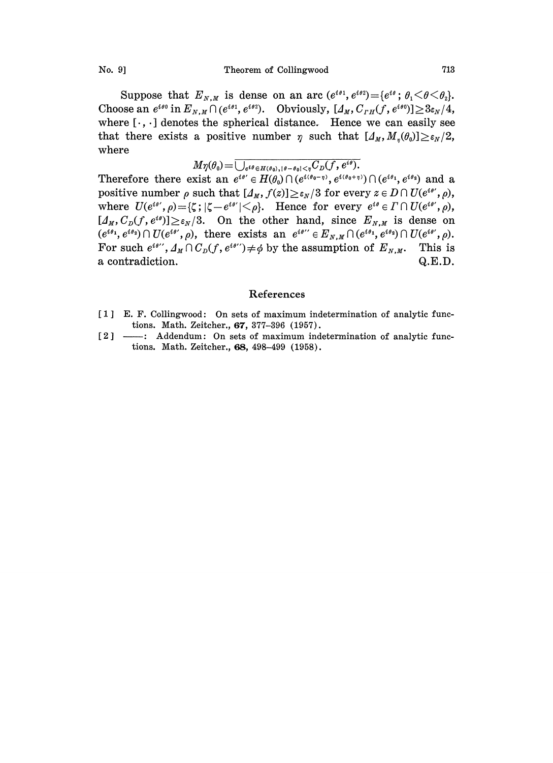Suppose that $E_{N,M}$ is dense on an arc $(e^{i\theta_1}, e^{i\theta_2})=\{e^{i\theta}; \theta_1<\theta<\theta_2\}$. Choose an $e^{i\theta_0}$ in $E_{N,M}\cap(e^{i\theta_1}, e^{i\theta_2})$. Obviously, $[\Delta_M, C_{\Gamma H}(f, e^{i\theta_0})]\geq 3\varepsilon_N/4$, where $[\cdot,\cdot]$ denotes the spherical distance. Hence we can easily see that there exists a positive number $\eta$ such that $[\Delta_M, M_\eta(\theta_0)]\geq \varepsilon_N/2$, where

$$M\eta(\theta_0)=\overline{\bigcup_{e^{i\theta}\in H(\theta_0), |\theta-\theta_0|<\eta} C_D(f, e^{i\theta})}.$$

Therefore there exist an $e^{i\theta'}\in H(\theta_0)\cap(e^{i(\theta_0-\eta)}, e^{i(\theta_0+\eta)})\cap(e^{i\theta_1}, e^{i\theta_2})$ and a positive number $\rho$ such that $[\Delta_M, f(z)]\geq \varepsilon_N/3$ for every $z\in D\cap U(e^{i\theta'}, \rho)$, where $U(e^{i\theta'}, \rho)=\{\zeta; |\zeta-e^{i\theta'}|<\rho\}$. Hence for every $e^{i\theta}\in \Gamma\cap U(e^{i\theta'}, \rho)$, $[\Delta_M, C_D(f, e^{i\theta})]\geq \varepsilon_N/3$. On the other hand, since $E_{N,M}$ is dense on $(e^{i\theta_1}, e^{i\theta_2})\cap U(e^{i\theta'}, \rho)$, there exists an $e^{i\theta''}\in E_{N,M}\cap(e^{i\theta_1}, e^{i\theta_2})\cap U(e^{i\theta'}, \rho)$. For such $e^{i\theta''}$, $\Delta_M\cap C_D(f, e^{i\theta''})\neq\phi$ by the assumption of $E_{N,M}$. This is a contradiction. Q.E.D.

## References

[1] E. F. Collingwood: On sets of maximum indetermination of analytic functions. Math. Zeitcher., **67**, 377–396 (1957).

[2] ——: Addendum: On sets of maximum indetermination of analytic functions. Math. Zeitcher., **68**, 498–499 (1958).